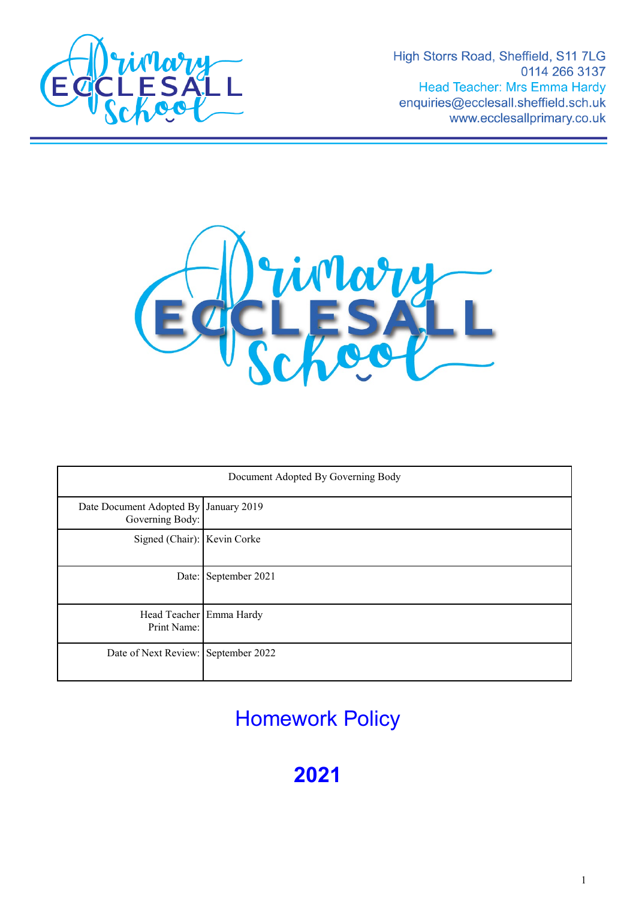High Storrs Road, Sheffield, S11 7LG
0114 266 3137
Head Teacher: Mrs Emma Hardy
enquiries@ecclesall.sheffield.sch.uk
www.ecclesallprimary.co.uk

| Document Adopted By Governing Body | |
|---|---|
| Date Document Adopted By Governing Body: | January 2019 |
| Signed (Chair): | Kevin Corke |
| Date: | September 2021 |
| Head Teacher Print Name: | Emma Hardy |
| Date of Next Review: | September 2022 |

# Homework Policy

# 2021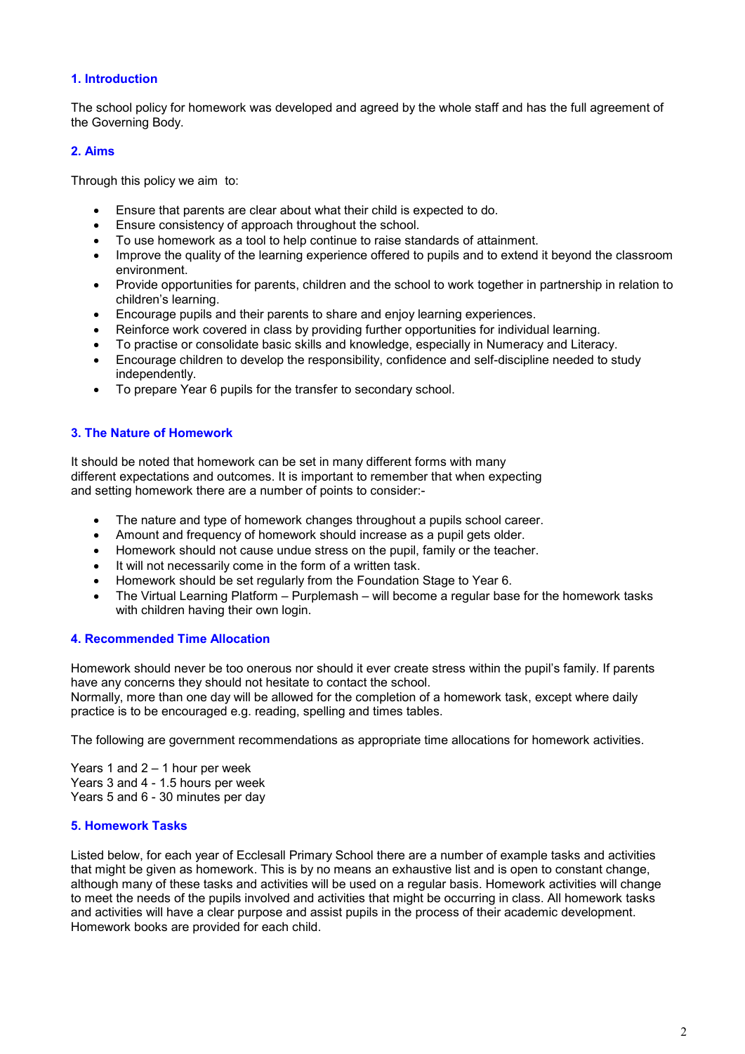## 1. Introduction

The school policy for homework was developed and agreed by the whole staff and has the full agreement of the Governing Body.

## 2. Aims

Through this policy we aim to:

- Ensure that parents are clear about what their child is expected to do.
- Ensure consistency of approach throughout the school.
- To use homework as a tool to help continue to raise standards of attainment.
- Improve the quality of the learning experience offered to pupils and to extend it beyond the classroom environment.
- Provide opportunities for parents, children and the school to work together in partnership in relation to children's learning.
- Encourage pupils and their parents to share and enjoy learning experiences.
- Reinforce work covered in class by providing further opportunities for individual learning.
- To practise or consolidate basic skills and knowledge, especially in Numeracy and Literacy.
- Encourage children to develop the responsibility, confidence and self-discipline needed to study independently.
- To prepare Year 6 pupils for the transfer to secondary school.

## 3. The Nature of Homework

It should be noted that homework can be set in many different forms with many different expectations and outcomes. It is important to remember that when expecting and setting homework there are a number of points to consider:-

- The nature and type of homework changes throughout a pupils school career.
- Amount and frequency of homework should increase as a pupil gets older.
- Homework should not cause undue stress on the pupil, family or the teacher.
- It will not necessarily come in the form of a written task.
- Homework should be set regularly from the Foundation Stage to Year 6.
- The Virtual Learning Platform – Purplemash – will become a regular base for the homework tasks with children having their own login.

## 4. Recommended Time Allocation

Homework should never be too onerous nor should it ever create stress within the pupil's family. If parents have any concerns they should not hesitate to contact the school.
Normally, more than one day will be allowed for the completion of a homework task, except where daily practice is to be encouraged e.g. reading, spelling and times tables.

The following are government recommendations as appropriate time allocations for homework activities.

Years 1 and 2 – 1 hour per week
Years 3 and 4 - 1.5 hours per week
Years 5 and 6 - 30 minutes per day

## 5. Homework Tasks

Listed below, for each year of Ecclesall Primary School there are a number of example tasks and activities that might be given as homework. This is by no means an exhaustive list and is open to constant change, although many of these tasks and activities will be used on a regular basis. Homework activities will change to meet the needs of the pupils involved and activities that might be occurring in class. All homework tasks and activities will have a clear purpose and assist pupils in the process of their academic development. Homework books are provided for each child.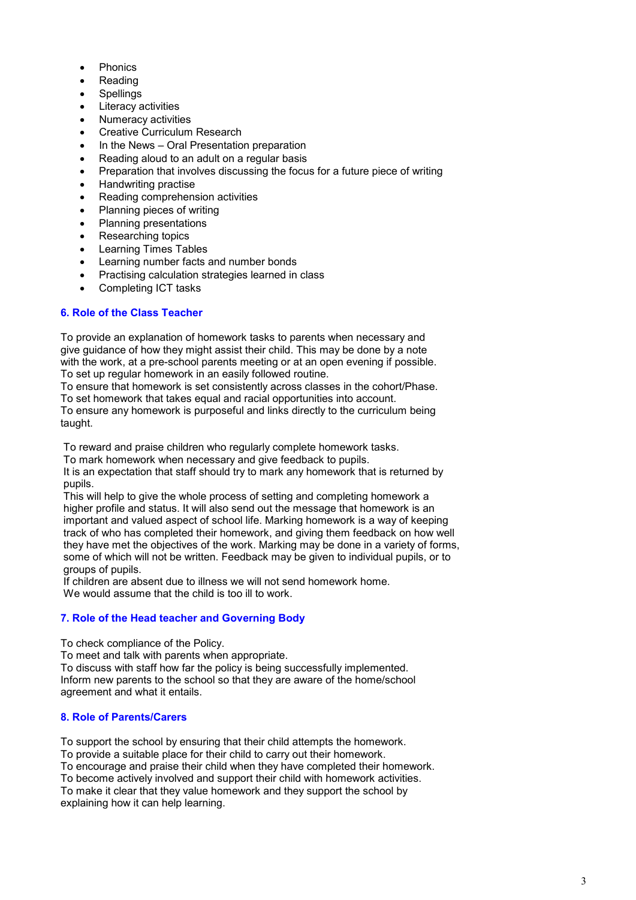- Phonics
- Reading
- Spellings
- Literacy activities
- Numeracy activities
- Creative Curriculum Research
- In the News – Oral Presentation preparation
- Reading aloud to an adult on a regular basis
- Preparation that involves discussing the focus for a future piece of writing
- Handwriting practise
- Reading comprehension activities
- Planning pieces of writing
- Planning presentations
- Researching topics
- Learning Times Tables
- Learning number facts and number bonds
- Practising calculation strategies learned in class
- Completing ICT tasks

### 6. Role of the Class Teacher

To provide an explanation of homework tasks to parents when necessary and give guidance of how they might assist their child. This may be done by a note with the work, at a pre-school parents meeting or at an open evening if possible.
To set up regular homework in an easily followed routine.
To ensure that homework is set consistently across classes in the cohort/Phase.
To set homework that takes equal and racial opportunities into account.
To ensure any homework is purposeful and links directly to the curriculum being taught.

To reward and praise children who regularly complete homework tasks.
To mark homework when necessary and give feedback to pupils.
It is an expectation that staff should try to mark any homework that is returned by pupils.
This will help to give the whole process of setting and completing homework a higher profile and status. It will also send out the message that homework is an important and valued aspect of school life. Marking homework is a way of keeping track of who has completed their homework, and giving them feedback on how well they have met the objectives of the work. Marking may be done in a variety of forms, some of which will not be written. Feedback may be given to individual pupils, or to groups of pupils.
If children are absent due to illness we will not send homework home.
We would assume that the child is too ill to work.

### 7. Role of the Head teacher and Governing Body

To check compliance of the Policy.
To meet and talk with parents when appropriate.
To discuss with staff how far the policy is being successfully implemented.
Inform new parents to the school so that they are aware of the home/school agreement and what it entails.

### 8. Role of Parents/Carers

To support the school by ensuring that their child attempts the homework.
To provide a suitable place for their child to carry out their homework.
To encourage and praise their child when they have completed their homework.
To become actively involved and support their child with homework activities.
To make it clear that they value homework and they support the school by explaining how it can help learning.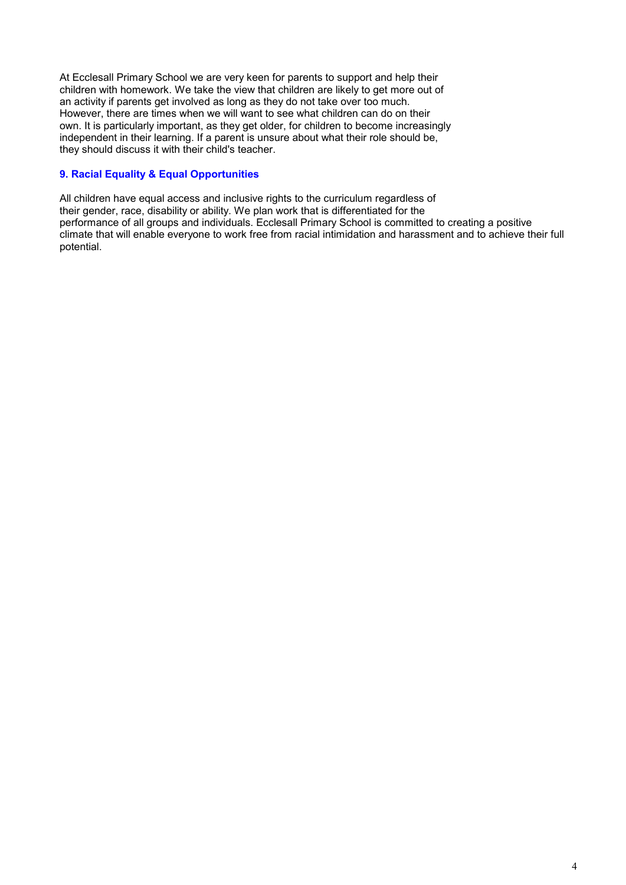At Ecclesall Primary School we are very keen for parents to support and help their children with homework. We take the view that children are likely to get more out of an activity if parents get involved as long as they do not take over too much. However, there are times when we will want to see what children can do on their own. It is particularly important, as they get older, for children to become increasingly independent in their learning. If a parent is unsure about what their role should be, they should discuss it with their child's teacher.

### 9. Racial Equality & Equal Opportunities

All children have equal access and inclusive rights to the curriculum regardless of their gender, race, disability or ability. We plan work that is differentiated for the performance of all groups and individuals. Ecclesall Primary School is committed to creating a positive climate that will enable everyone to work free from racial intimidation and harassment and to achieve their full potential.